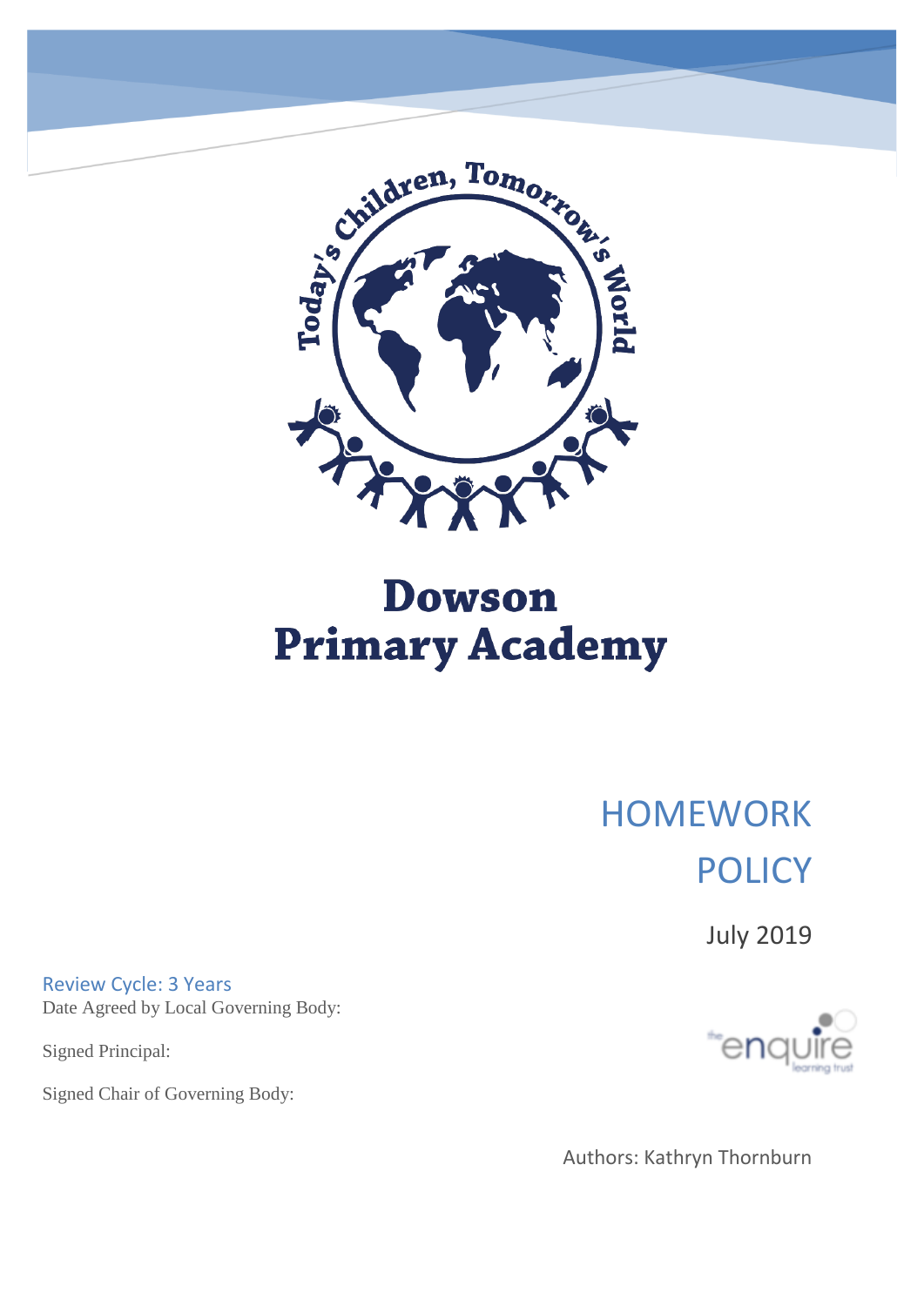Today's Children, Tomorrow's World

# Dowson Primary Academy

# HOMEWORK POLICY

July 2019

Review Cycle: 3 Years

Date Agreed by Local Governing Body:

Signed Principal:

Signed Chair of Governing Body:

the enquire learning trust

Authors: Kathryn Thornburn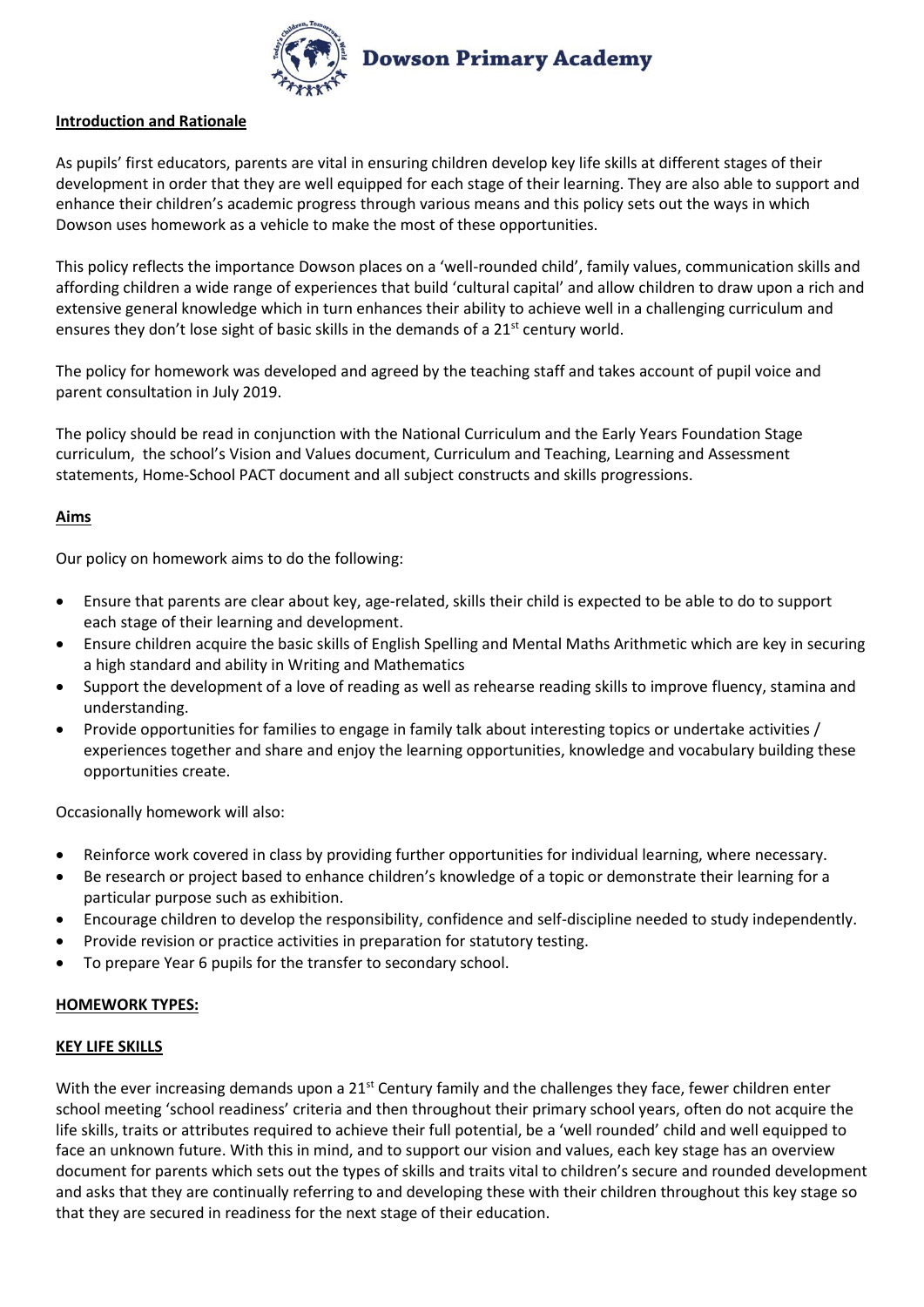## Introduction and Rationale

As pupils' first educators, parents are vital in ensuring children develop key life skills at different stages of their development in order that they are well equipped for each stage of their learning. They are also able to support and enhance their children's academic progress through various means and this policy sets out the ways in which Dowson uses homework as a vehicle to make the most of these opportunities.

This policy reflects the importance Dowson places on a 'well-rounded child', family values, communication skills and affording children a wide range of experiences that build 'cultural capital' and allow children to draw upon a rich and extensive general knowledge which in turn enhances their ability to achieve well in a challenging curriculum and ensures they don't lose sight of basic skills in the demands of a 21st century world.

The policy for homework was developed and agreed by the teaching staff and takes account of pupil voice and parent consultation in July 2019.

The policy should be read in conjunction with the National Curriculum and the Early Years Foundation Stage curriculum, the school's Vision and Values document, Curriculum and Teaching, Learning and Assessment statements, Home-School PACT document and all subject constructs and skills progressions.

## Aims

Our policy on homework aims to do the following:

- Ensure that parents are clear about key, age-related, skills their child is expected to be able to do to support each stage of their learning and development.
- Ensure children acquire the basic skills of English Spelling and Mental Maths Arithmetic which are key in securing a high standard and ability in Writing and Mathematics
- Support the development of a love of reading as well as rehearse reading skills to improve fluency, stamina and understanding.
- Provide opportunities for families to engage in family talk about interesting topics or undertake activities / experiences together and share and enjoy the learning opportunities, knowledge and vocabulary building these opportunities create.

Occasionally homework will also:

- Reinforce work covered in class by providing further opportunities for individual learning, where necessary.
- Be research or project based to enhance children's knowledge of a topic or demonstrate their learning for a particular purpose such as exhibition.
- Encourage children to develop the responsibility, confidence and self-discipline needed to study independently.
- Provide revision or practice activities in preparation for statutory testing.
- To prepare Year 6 pupils for the transfer to secondary school.

## HOMEWORK TYPES:

### KEY LIFE SKILLS

With the ever increasing demands upon a 21st Century family and the challenges they face, fewer children enter school meeting 'school readiness' criteria and then throughout their primary school years, often do not acquire the life skills, traits or attributes required to achieve their full potential, be a 'well rounded' child and well equipped to face an unknown future. With this in mind, and to support our vision and values, each key stage has an overview document for parents which sets out the types of skills and traits vital to children's secure and rounded development and asks that they are continually referring to and developing these with their children throughout this key stage so that they are secured in readiness for the next stage of their education.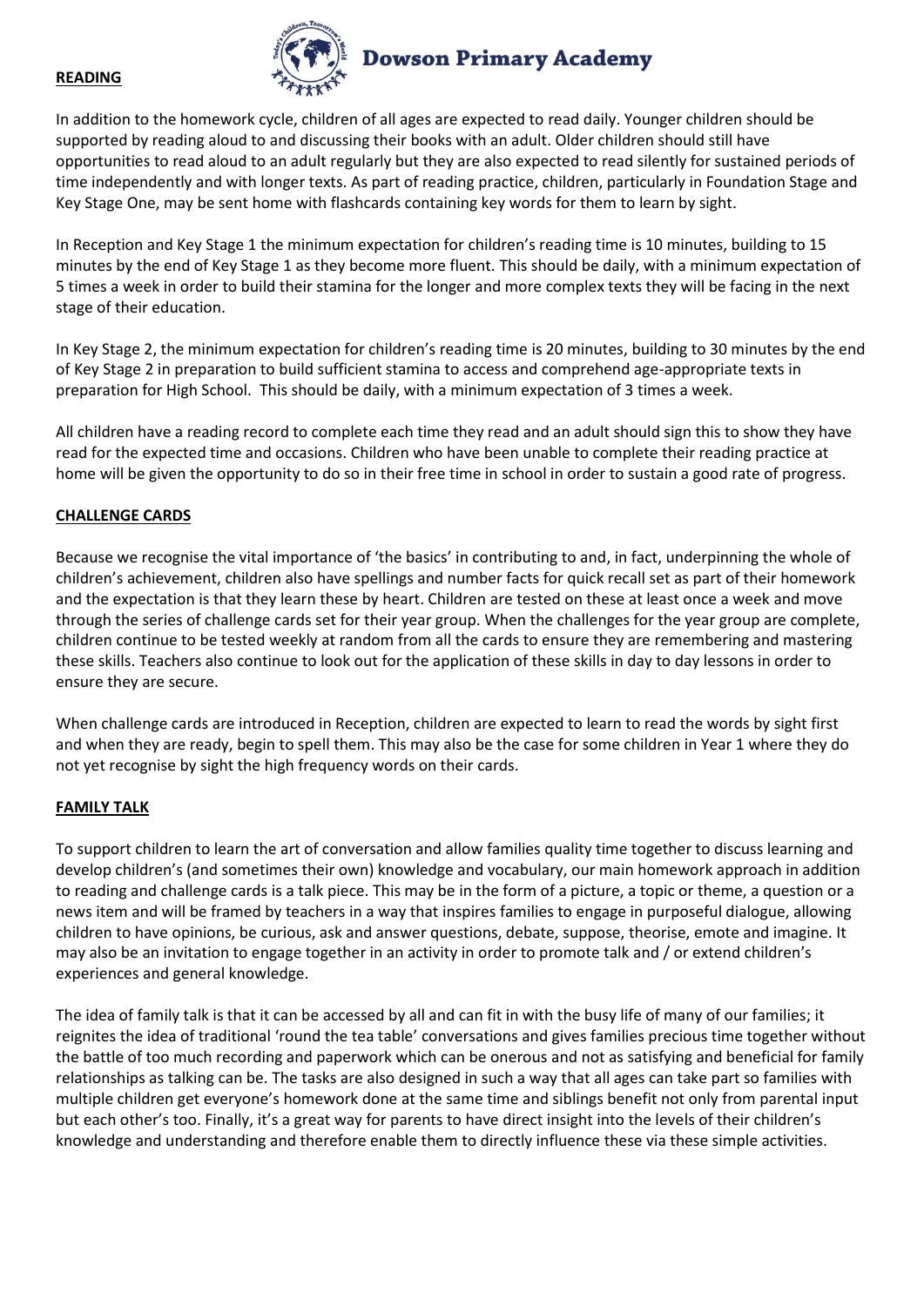## READING

In addition to the homework cycle, children of all ages are expected to read daily. Younger children should be supported by reading aloud to and discussing their books with an adult. Older children should still have opportunities to read aloud to an adult regularly but they are also expected to read silently for sustained periods of time independently and with longer texts. As part of reading practice, children, particularly in Foundation Stage and Key Stage One, may be sent home with flashcards containing key words for them to learn by sight.

In Reception and Key Stage 1 the minimum expectation for children's reading time is 10 minutes, building to 15 minutes by the end of Key Stage 1 as they become more fluent. This should be daily, with a minimum expectation of 5 times a week in order to build their stamina for the longer and more complex texts they will be facing in the next stage of their education.

In Key Stage 2, the minimum expectation for children's reading time is 20 minutes, building to 30 minutes by the end of Key Stage 2 in preparation to build sufficient stamina to access and comprehend age-appropriate texts in preparation for High School. This should be daily, with a minimum expectation of 3 times a week.

All children have a reading record to complete each time they read and an adult should sign this to show they have read for the expected time and occasions. Children who have been unable to complete their reading practice at home will be given the opportunity to do so in their free time in school in order to sustain a good rate of progress.

## CHALLENGE CARDS

Because we recognise the vital importance of 'the basics' in contributing to and, in fact, underpinning the whole of children's achievement, children also have spellings and number facts for quick recall set as part of their homework and the expectation is that they learn these by heart. Children are tested on these at least once a week and move through the series of challenge cards set for their year group. When the challenges for the year group are complete, children continue to be tested weekly at random from all the cards to ensure they are remembering and mastering these skills. Teachers also continue to look out for the application of these skills in day to day lessons in order to ensure they are secure.

When challenge cards are introduced in Reception, children are expected to learn to read the words by sight first and when they are ready, begin to spell them. This may also be the case for some children in Year 1 where they do not yet recognise by sight the high frequency words on their cards.

## FAMILY TALK

To support children to learn the art of conversation and allow families quality time together to discuss learning and develop children's (and sometimes their own) knowledge and vocabulary, our main homework approach in addition to reading and challenge cards is a talk piece. This may be in the form of a picture, a topic or theme, a question or a news item and will be framed by teachers in a way that inspires families to engage in purposeful dialogue, allowing children to have opinions, be curious, ask and answer questions, debate, suppose, theorise, emote and imagine. It may also be an invitation to engage together in an activity in order to promote talk and / or extend children's experiences and general knowledge.

The idea of family talk is that it can be accessed by all and can fit in with the busy life of many of our families; it reignites the idea of traditional 'round the tea table' conversations and gives families precious time together without the battle of too much recording and paperwork which can be onerous and not as satisfying and beneficial for family relationships as talking can be. The tasks are also designed in such a way that all ages can take part so families with multiple children get everyone's homework done at the same time and siblings benefit not only from parental input but each other's too. Finally, it's a great way for parents to have direct insight into the levels of their children's knowledge and understanding and therefore enable them to directly influence these via these simple activities.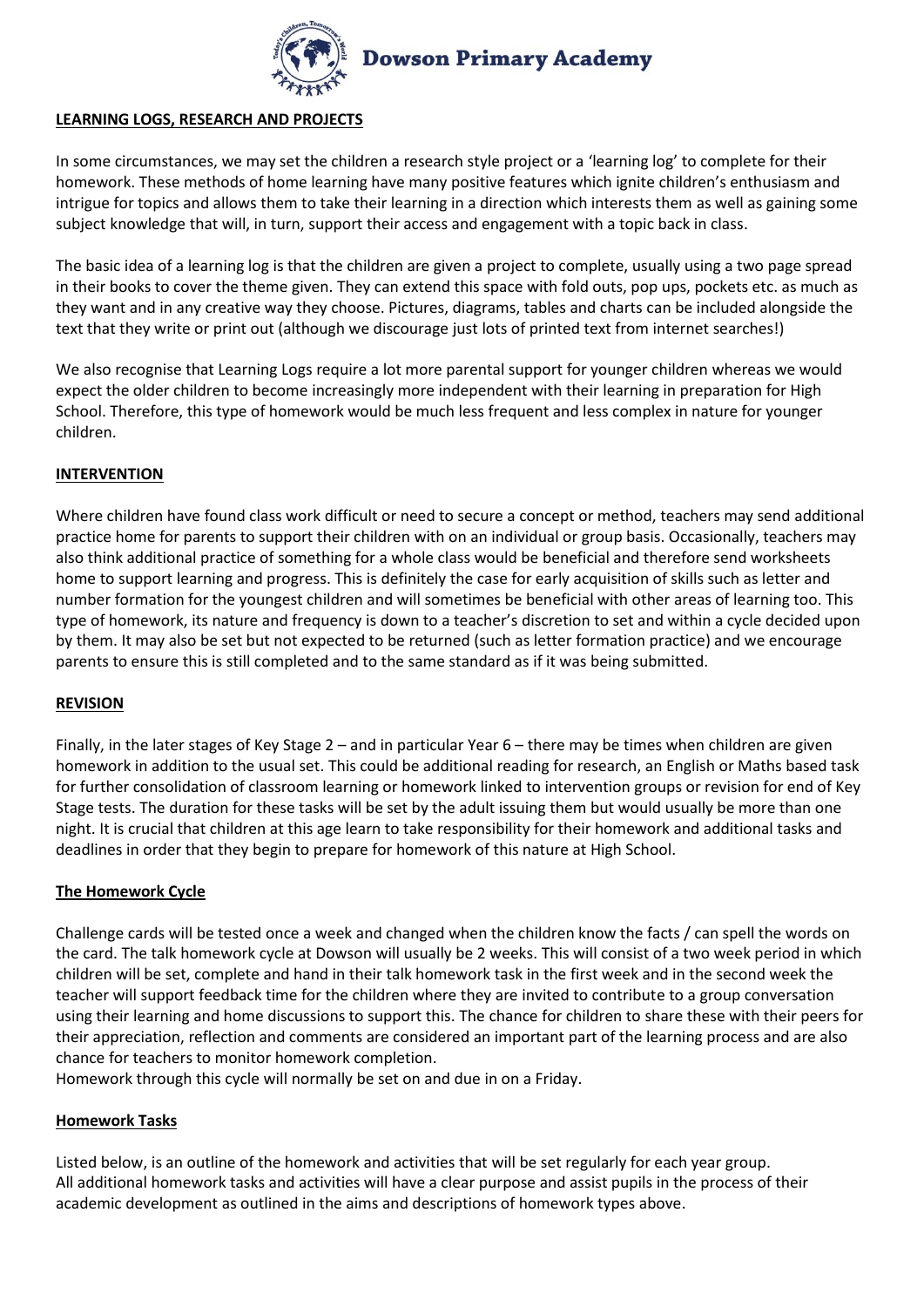## LEARNING LOGS, RESEARCH AND PROJECTS

In some circumstances, we may set the children a research style project or a 'learning log' to complete for their homework. These methods of home learning have many positive features which ignite children's enthusiasm and intrigue for topics and allows them to take their learning in a direction which interests them as well as gaining some subject knowledge that will, in turn, support their access and engagement with a topic back in class.

The basic idea of a learning log is that the children are given a project to complete, usually using a two page spread in their books to cover the theme given. They can extend this space with fold outs, pop ups, pockets etc. as much as they want and in any creative way they choose. Pictures, diagrams, tables and charts can be included alongside the text that they write or print out (although we discourage just lots of printed text from internet searches!)

We also recognise that Learning Logs require a lot more parental support for younger children whereas we would expect the older children to become increasingly more independent with their learning in preparation for High School. Therefore, this type of homework would be much less frequent and less complex in nature for younger children.

## INTERVENTION

Where children have found class work difficult or need to secure a concept or method, teachers may send additional practice home for parents to support their children with on an individual or group basis. Occasionally, teachers may also think additional practice of something for a whole class would be beneficial and therefore send worksheets home to support learning and progress. This is definitely the case for early acquisition of skills such as letter and number formation for the youngest children and will sometimes be beneficial with other areas of learning too. This type of homework, its nature and frequency is down to a teacher's discretion to set and within a cycle decided upon by them. It may also be set but not expected to be returned (such as letter formation practice) and we encourage parents to ensure this is still completed and to the same standard as if it was being submitted.

## REVISION

Finally, in the later stages of Key Stage 2 – and in particular Year 6 – there may be times when children are given homework in addition to the usual set. This could be additional reading for research, an English or Maths based task for further consolidation of classroom learning or homework linked to intervention groups or revision for end of Key Stage tests. The duration for these tasks will be set by the adult issuing them but would usually be more than one night. It is crucial that children at this age learn to take responsibility for their homework and additional tasks and deadlines in order that they begin to prepare for homework of this nature at High School.

## The Homework Cycle

Challenge cards will be tested once a week and changed when the children know the facts / can spell the words on the card. The talk homework cycle at Dowson will usually be 2 weeks. This will consist of a two week period in which children will be set, complete and hand in their talk homework task in the first week and in the second week the teacher will support feedback time for the children where they are invited to contribute to a group conversation using their learning and home discussions to support this. The chance for children to share these with their peers for their appreciation, reflection and comments are considered an important part of the learning process and are also chance for teachers to monitor homework completion.

Homework through this cycle will normally be set on and due in on a Friday.

## Homework Tasks

Listed below, is an outline of the homework and activities that will be set regularly for each year group.

All additional homework tasks and activities will have a clear purpose and assist pupils in the process of their academic development as outlined in the aims and descriptions of homework types above.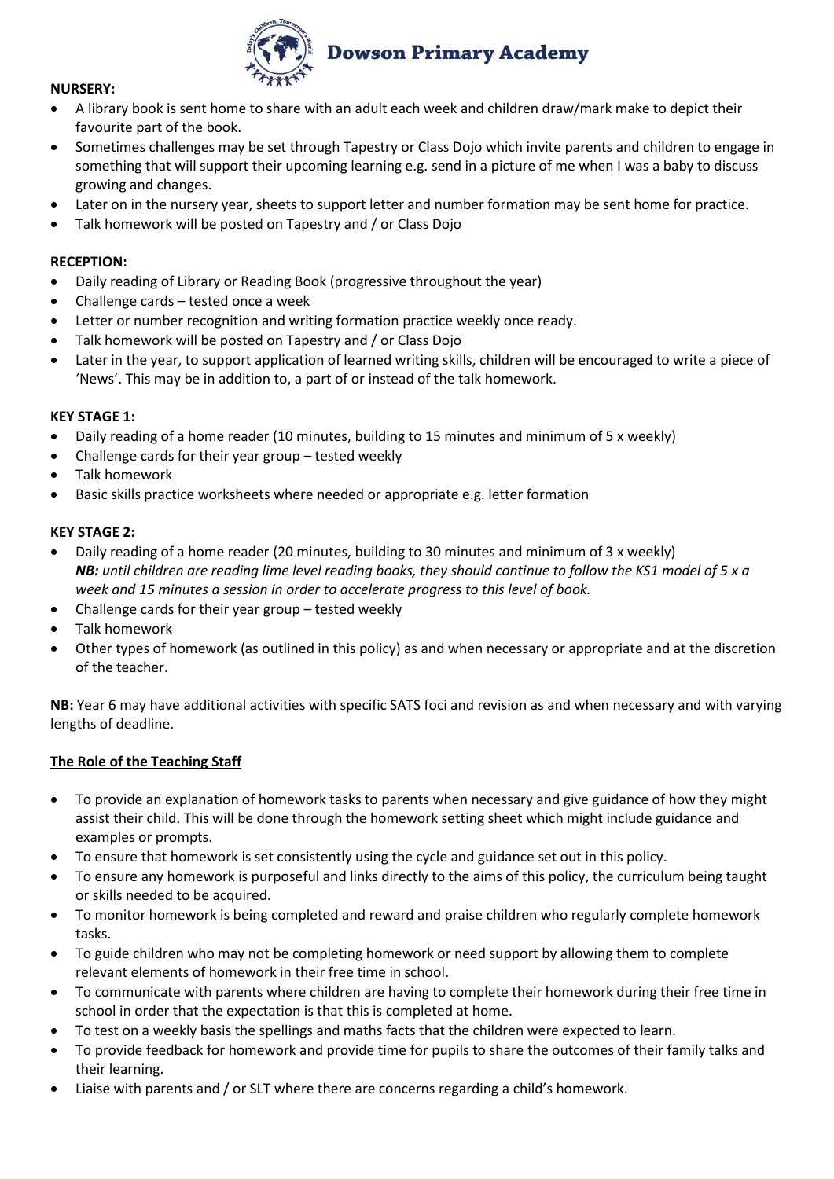**NURSERY:**

- A library book is sent home to share with an adult each week and children draw/mark make to depict their favourite part of the book.
- Sometimes challenges may be set through Tapestry or Class Dojo which invite parents and children to engage in something that will support their upcoming learning e.g. send in a picture of me when I was a baby to discuss growing and changes.
- Later on in the nursery year, sheets to support letter and number formation may be sent home for practice.
- Talk homework will be posted on Tapestry and / or Class Dojo

**RECEPTION:**

- Daily reading of Library or Reading Book (progressive throughout the year)
- Challenge cards – tested once a week
- Letter or number recognition and writing formation practice weekly once ready.
- Talk homework will be posted on Tapestry and / or Class Dojo
- Later in the year, to support application of learned writing skills, children will be encouraged to write a piece of 'News'. This may be in addition to, a part of or instead of the talk homework.

**KEY STAGE 1:**

- Daily reading of a home reader (10 minutes, building to 15 minutes and minimum of 5 x weekly)
- Challenge cards for their year group – tested weekly
- Talk homework
- Basic skills practice worksheets where needed or appropriate e.g. letter formation

**KEY STAGE 2:**

- Daily reading of a home reader (20 minutes, building to 30 minutes and minimum of 3 x weekly)
  ***NB:*** *until children are reading lime level reading books, they should continue to follow the KS1 model of 5 x a week and 15 minutes a session in order to accelerate progress to this level of book.*
- Challenge cards for their year group – tested weekly
- Talk homework
- Other types of homework (as outlined in this policy) as and when necessary or appropriate and at the discretion of the teacher.

**NB:** Year 6 may have additional activities with specific SATS foci and revision as and when necessary and with varying lengths of deadline.

## The Role of the Teaching Staff

- To provide an explanation of homework tasks to parents when necessary and give guidance of how they might assist their child. This will be done through the homework setting sheet which might include guidance and examples or prompts.
- To ensure that homework is set consistently using the cycle and guidance set out in this policy.
- To ensure any homework is purposeful and links directly to the aims of this policy, the curriculum being taught or skills needed to be acquired.
- To monitor homework is being completed and reward and praise children who regularly complete homework tasks.
- To guide children who may not be completing homework or need support by allowing them to complete relevant elements of homework in their free time in school.
- To communicate with parents where children are having to complete their homework during their free time in school in order that the expectation is that this is completed at home.
- To test on a weekly basis the spellings and maths facts that the children were expected to learn.
- To provide feedback for homework and provide time for pupils to share the outcomes of their family talks and their learning.
- Liaise with parents and / or SLT where there are concerns regarding a child's homework.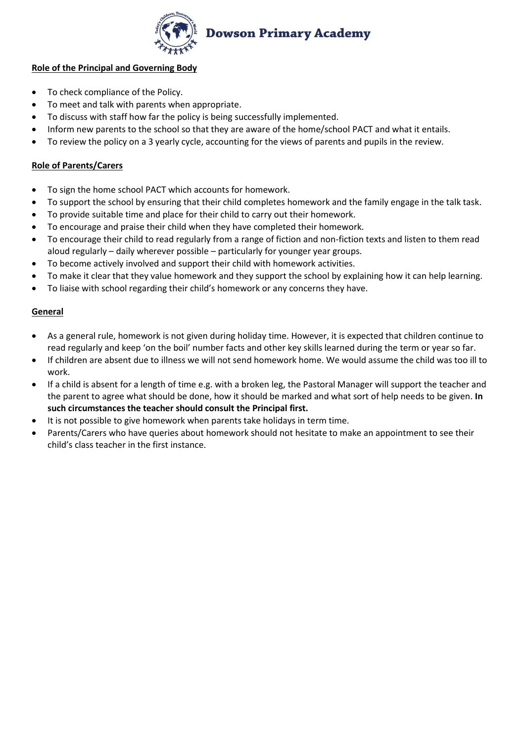### Role of the Principal and Governing Body

- To check compliance of the Policy.
- To meet and talk with parents when appropriate.
- To discuss with staff how far the policy is being successfully implemented.
- Inform new parents to the school so that they are aware of the home/school PACT and what it entails.
- To review the policy on a 3 yearly cycle, accounting for the views of parents and pupils in the review.

### Role of Parents/Carers

- To sign the home school PACT which accounts for homework.
- To support the school by ensuring that their child completes homework and the family engage in the talk task.
- To provide suitable time and place for their child to carry out their homework.
- To encourage and praise their child when they have completed their homework.
- To encourage their child to read regularly from a range of fiction and non-fiction texts and listen to them read aloud regularly – daily wherever possible – particularly for younger year groups.
- To become actively involved and support their child with homework activities.
- To make it clear that they value homework and they support the school by explaining how it can help learning.
- To liaise with school regarding their child's homework or any concerns they have.

### General

- As a general rule, homework is not given during holiday time. However, it is expected that children continue to read regularly and keep 'on the boil' number facts and other key skills learned during the term or year so far.
- If children are absent due to illness we will not send homework home. We would assume the child was too ill to work.
- If a child is absent for a length of time e.g. with a broken leg, the Pastoral Manager will support the teacher and the parent to agree what should be done, how it should be marked and what sort of help needs to be given. **In such circumstances the teacher should consult the Principal first.**
- It is not possible to give homework when parents take holidays in term time.
- Parents/Carers who have queries about homework should not hesitate to make an appointment to see their child's class teacher in the first instance.